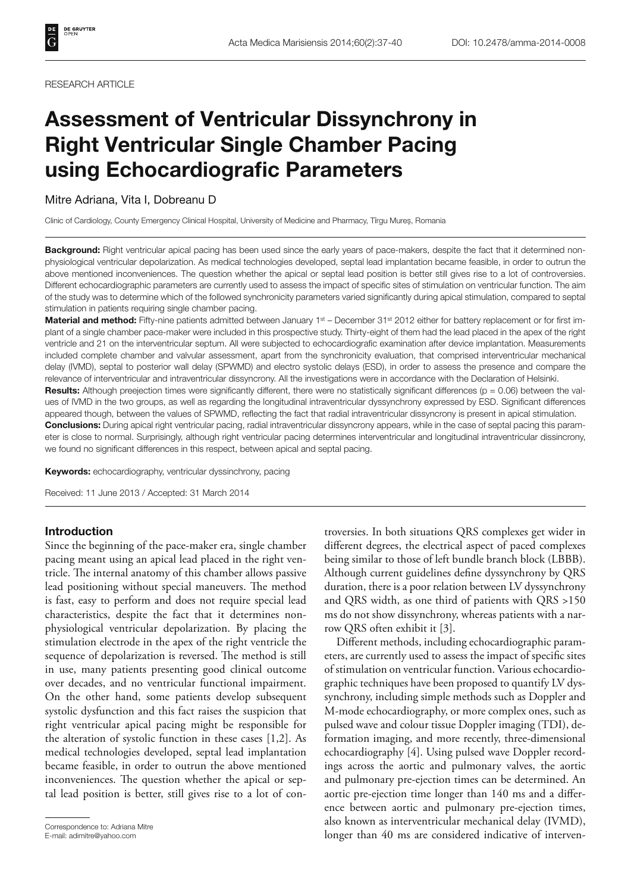RESEARCH ARTICLE

# Assessment of Ventricular Dissynchrony in Right Ventricular Single Chamber Pacing using Echocardiografic Parameters

Mitre Adriana, Vita I, Dobreanu D

Clinic of Cardiology, County Emergency Clinical Hospital, University of Medicine and Pharmacy, Tîrgu Mureș, Romania

**Background:** Right ventricular apical pacing has been used since the early years of pace-makers, despite the fact that it determined non-physiological ventricular depolarization. As medical technologies developed, septal lead implantation became feasible, in order to outrun the above mentioned inconveniences. The question whether the apical or septal lead position is better still gives rise to a lot of controversies. Different echocardiographic parameters are currently used to assess the impact of specific sites of stimulation on ventricular function. The aim of the study was to determine which of the followed synchronicity parameters varied significantly during apical stimulation, compared to septal stimulation in patients requiring single chamber pacing.

**Material and method:** Fifty-nine patients admitted between January 1st – December 31st 2012 either for battery replacement or for first implant of a single chamber pace-maker were included in this prospective study. Thirty-eight of them had the lead placed in the apex of the right ventricle and 21 on the interventricular septum. All were subjected to echocardiografic examination after device implantation. Measurements included complete chamber and valvular assessment, apart from the synchronicity evaluation, that comprised interventricular mechanical delay (IVMD), septal to posterior wall delay (SPWMD) and electro systolic delays (ESD), in order to assess the presence and compare the relevance of interventricular and intraventricular dissyncrony. All the investigations were in accordance with the Declaration of Helsinki.

**Results:** Although preejection times were significantly different, there were no statistically significant differences ($p = 0.06$) between the values of IVMD in the two groups, as well as regarding the longitudinal intraventricular dyssynchrony expressed by ESD. Significant differences appeared though, between the values of SPWMD, reflecting the fact that radial intraventricular dissyncrony is present in apical stimulation.

**Conclusions:** During apical right ventricular pacing, radial intraventricular dissyncrony appears, while in the case of septal pacing this parameter is close to normal. Surprisingly, although right ventricular pacing determines interventricular and longitudinal intraventricular dissincrony, we found no significant differences in this respect, between apical and septal pacing.

**Keywords:** echocardiography, ventricular dyssinchrony, pacing

Received: 11 June 2013 / Accepted: 31 March 2014

## Introduction

Since the beginning of the pace-maker era, single chamber pacing meant using an apical lead placed in the right ventricle. The internal anatomy of this chamber allows passive lead positioning without special maneuvers. The method is fast, easy to perform and does not require special lead characteristics, despite the fact that it determines non-physiological ventricular depolarization. By placing the stimulation electrode in the apex of the right ventricle the sequence of depolarization is reversed. The method is still in use, many patients presenting good clinical outcome over decades, and no ventricular functional impairment. On the other hand, some patients develop subsequent systolic dysfunction and this fact raises the suspicion that right ventricular apical pacing might be responsible for the alteration of systolic function in these cases [1,2]. As medical technologies developed, septal lead implantation became feasible, in order to outrun the above mentioned inconveniences. The question whether the apical or septal lead position is better, still gives rise to a lot of controversies. In both situations QRS complexes get wider in different degrees, the electrical aspect of paced complexes being similar to those of left bundle branch block (LBBB). Although current guidelines define dyssynchrony by QRS duration, there is a poor relation between LV dyssynchrony and QRS width, as one third of patients with QRS >150 ms do not show dissynchrony, whereas patients with a narrow QRS often exhibit it [3].

Different methods, including echocardiographic parameters, are currently used to assess the impact of specific sites of stimulation on ventricular function. Various echocardiographic techniques have been proposed to quantify LV dyssynchrony, including simple methods such as Doppler and M-mode echocardiography, or more complex ones, such as pulsed wave and colour tissue Doppler imaging (TDI), deformation imaging, and more recently, three-dimensional echocardiography [4]. Using pulsed wave Doppler recordings across the aortic and pulmonary valves, the aortic and pulmonary pre-ejection times can be determined. An aortic pre-ejection time longer than 140 ms and a difference between aortic and pulmonary pre-ejection times, also known as interventricular mechanical delay (IVMD), longer than 40 ms are considered indicative of interven-

Correspondence to: Adriana Mitre
E-mail: adimitre@yahoo.com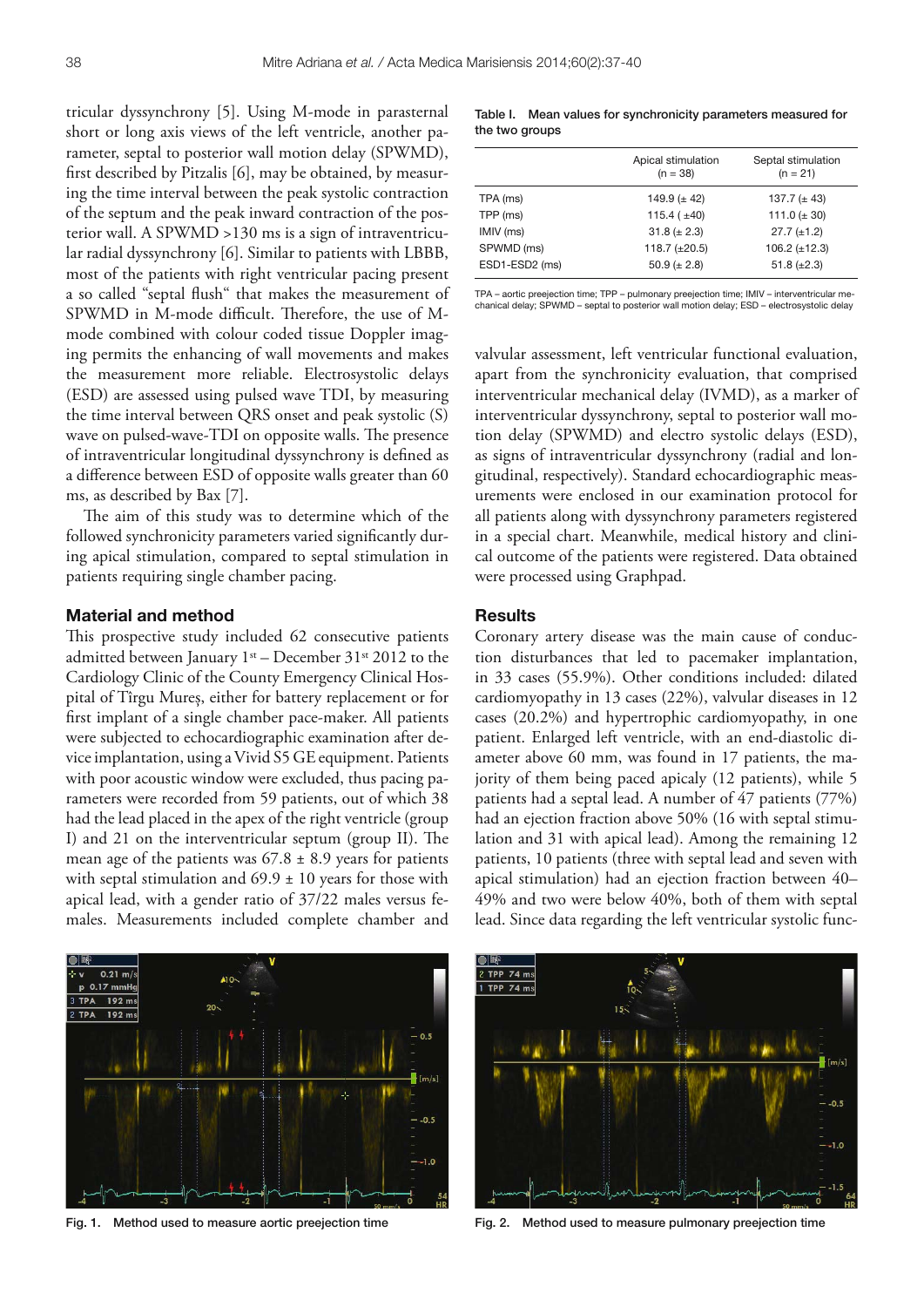tricular dyssynchrony [5]. Using M-mode in parasternal short or long axis views of the left ventricle, another parameter, septal to posterior wall motion delay (SPWMD), first described by Pitzalis [6], may be obtained, by measuring the time interval between the peak systolic contraction of the septum and the peak inward contraction of the posterior wall. A SPWMD >130 ms is a sign of intraventricular radial dyssynchrony [6]. Similar to patients with LBBB, most of the patients with right ventricular pacing present a so called "septal flush" that makes the measurement of SPWMD in M-mode difficult. Therefore, the use of M-mode combined with colour coded tissue Doppler imaging permits the enhancing of wall movements and makes the measurement more reliable. Electrosystolic delays (ESD) are assessed using pulsed wave TDI, by measuring the time interval between QRS onset and peak systolic (S) wave on pulsed-wave-TDI on opposite walls. The presence of intraventricular longitudinal dyssynchrony is defined as a difference between ESD of opposite walls greater than 60 ms, as described by Bax [7].

The aim of this study was to determine which of the followed synchronicity parameters varied significantly during apical stimulation, compared to septal stimulation in patients requiring single chamber pacing.

## Material and method

This prospective study included 62 consecutive patients admitted between January 1st – December 31st 2012 to the Cardiology Clinic of the County Emergency Clinical Hospital of Tîrgu Mureş, either for battery replacement or for first implant of a single chamber pace-maker. All patients were subjected to echocardiographic examination after device implantation, using a Vivid S5 GE equipment. Patients with poor acoustic window were excluded, thus pacing parameters were recorded from 59 patients, out of which 38 had the lead placed in the apex of the right ventricle (group I) and 21 on the interventricular septum (group II). The mean age of the patients was 67.8 ± 8.9 years for patients with septal stimulation and 69.9 ± 10 years for those with apical lead, with a gender ratio of 37/22 males versus females. Measurements included complete chamber and valvular assessment, left ventricular functional evaluation, apart from the synchronicity evaluation, that comprised interventricular mechanical delay (IVMD), as a marker of interventricular dyssynchrony, septal to posterior wall motion delay (SPWMD) and electro systolic delays (ESD), as signs of intraventricular dyssynchrony (radial and longitudinal, respectively). Standard echocardiographic measurements were enclosed in our examination protocol for all patients along with dyssynchrony parameters registered in a special chart. Meanwhile, medical history and clinical outcome of the patients were registered. Data obtained were processed using Graphpad.

**Table I. Mean values for synchronicity parameters measured for the two groups**

| | Apical stimulation (n = 38) | Septal stimulation (n = 21) |
|---|---|---|
| TPA (ms) | 149.9 (± 42) | 137.7 (± 43) |
| TPP (ms) | 115.4 ( ±40) | 111.0 (± 30) |
| IMIV (ms) | 31.8 (± 2.3) | 27.7 (±1.2) |
| SPWMD (ms) | 118.7 (±20.5) | 106.2 (±12.3) |
| ESD1-ESD2 (ms) | 50.9 (± 2.8) | 51.8 (±2.3) |

TPA – aortic preejection time; TPP – pulmonary preejection time; IMIV – interventricular mechanical delay; SPWMD – septal to posterior wall motion delay; ESD – electrosystolic delay

## Results

Coronary artery disease was the main cause of conduction disturbances that led to pacemaker implantation, in 33 cases (55.9%). Other conditions included: dilated cardiomyopathy in 13 cases (22%), valvular diseases in 12 cases (20.2%) and hypertrophic cardiomyopathy, in one patient. Enlarged left ventricle, with an end-diastolic diameter above 60 mm, was found in 17 patients, the majority of them being paced apicaly (12 patients), while 5 patients had a septal lead. A number of 47 patients (77%) had an ejection fraction above 50% (16 with septal stimulation and 31 with apical lead). Among the remaining 12 patients, 10 patients (three with septal lead and seven with apical stimulation) had an ejection fraction between 40–49% and two were below 40%, both of them with septal lead. Since data regarding the left ventricular systolic func-

Fig. 1. Method used to measure aortic preejection time

Fig. 2. Method used to measure pulmonary preejection time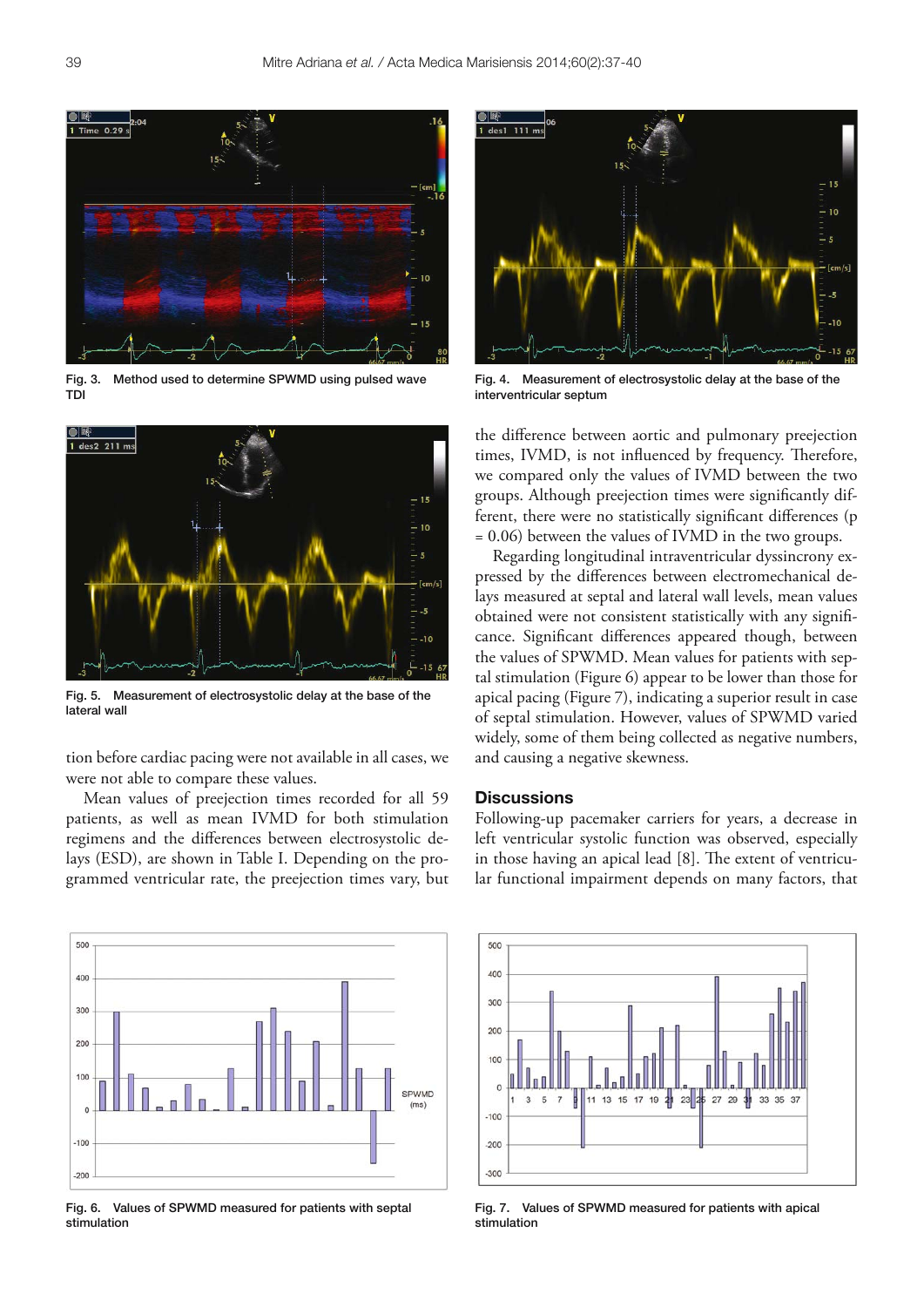Fig. 3. Method used to determine SPWMD using pulsed wave TDI

Fig. 4. Measurement of electrosystolic delay at the base of the interventricular septum

Fig. 5. Measurement of electrosystolic delay at the base of the lateral wall

tion before cardiac pacing were not available in all cases, we were not able to compare these values.

Mean values of preejection times recorded for all 59 patients, as well as mean IVMD for both stimulation regimens and the differences between electrosystolic delays (ESD), are shown in Table I. Depending on the programmed ventricular rate, the preejection times vary, but the difference between aortic and pulmonary preejection times, IVMD, is not influenced by frequency. Therefore, we compared only the values of IVMD between the two groups. Although preejection times were significantly different, there were no statistically significant differences ($p = 0.06$) between the values of IVMD in the two groups.

Regarding longitudinal intraventricular dyssincrony expressed by the differences between electromechanical delays measured at septal and lateral wall levels, mean values obtained were not consistent statistically with any significance. Significant differences appeared though, between the values of SPWMD. Mean values for patients with septal stimulation (Figure 6) appear to be lower than those for apical pacing (Figure 7), indicating a superior result in case of septal stimulation. However, values of SPWMD varied widely, some of them being collected as negative numbers, and causing a negative skewness.

## Discussions

Following-up pacemaker carriers for years, a decrease in left ventricular systolic function was observed, especially in those having an apical lead [8]. The extent of ventricular functional impairment depends on many factors, that

Fig. 6. Values of SPWMD measured for patients with septal stimulation

Fig. 7. Values of SPWMD measured for patients with apical stimulation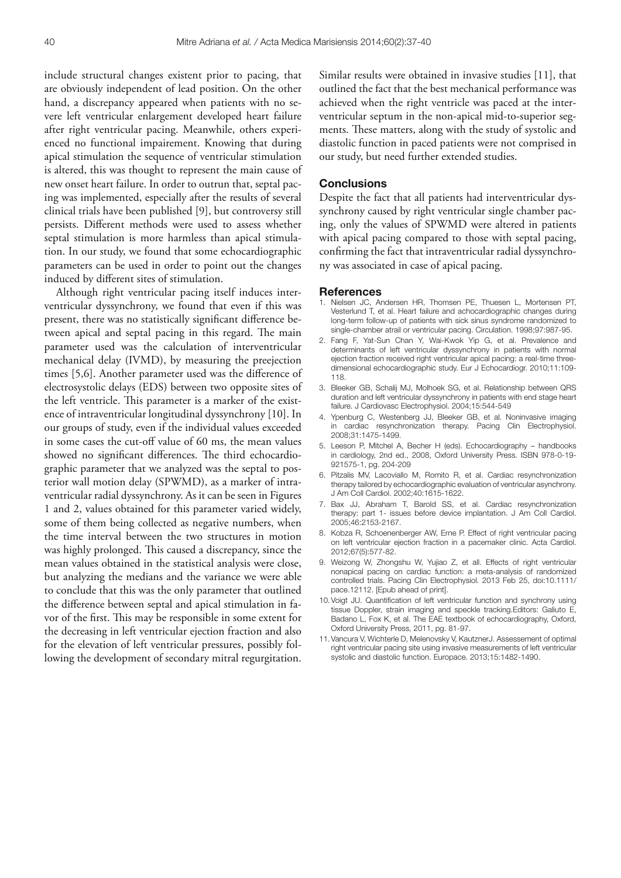include structural changes existent prior to pacing, that are obviously independent of lead position. On the other hand, a discrepancy appeared when patients with no severe left ventricular enlargement developed heart failure after right ventricular pacing. Meanwhile, others experienced no functional impairement. Knowing that during apical stimulation the sequence of ventricular stimulation is altered, this was thought to represent the main cause of new onset heart failure. In order to outrun that, septal pacing was implemented, especially after the results of several clinical trials have been published [9], but controversy still persists. Different methods were used to assess whether septal stimulation is more harmless than apical stimulation. In our study, we found that some echocardiographic parameters can be used in order to point out the changes induced by different sites of stimulation.

Although right ventricular pacing itself induces interventricular dyssynchrony, we found that even if this was present, there was no statistically significant difference between apical and septal pacing in this regard. The main parameter used was the calculation of interventricular mechanical delay (IVMD), by measuring the preejection times [5,6]. Another parameter used was the difference of electrosystolic delays (EDS) between two opposite sites of the left ventricle. This parameter is a marker of the existence of intraventricular longitudinal dyssynchrony [10]. In our groups of study, even if the individual values exceeded in some cases the cut-off value of 60 ms, the mean values showed no significant differences. The third echocardiographic parameter that we analyzed was the septal to posterior wall motion delay (SPWMD), as a marker of intraventricular radial dyssynchrony. As it can be seen in Figures 1 and 2, values obtained for this parameter varied widely, some of them being collected as negative numbers, when the time interval between the two structures in motion was highly prolonged. This caused a discrepancy, since the mean values obtained in the statistical analysis were close, but analyzing the medians and the variance we were able to conclude that this was the only parameter that outlined the difference between septal and apical stimulation in favor of the first. This may be responsible in some extent for the decreasing in left ventricular ejection fraction and also for the elevation of left ventricular pressures, possibly following the development of secondary mitral regurgitation.

Similar results were obtained in invasive studies [11], that outlined the fact that the best mechanical performance was achieved when the right ventricle was paced at the interventricular septum in the non-apical mid-to-superior segments. These matters, along with the study of systolic and diastolic function in paced patients were not comprised in our study, but need further extended studies.

## Conclusions

Despite the fact that all patients had interventricular dyssynchrony caused by right ventricular single chamber pacing, only the values of SPWMD were altered in patients with apical pacing compared to those with septal pacing, confirming the fact that intraventricular radial dyssynchrony was associated in case of apical pacing.

## References

1. Nielsen JC, Andersen HR, Thomsen PE, Thuesen L, Mortensen PT, Vesterlund T, et al. Heart failure and achocardiographic changes during long-term follow-up of patients with sick sinus syndrome randomized to single-chamber atrail or ventricular pacing. Circulation. 1998;97:987-95.
2. Fang F, Yat-Sun Chan Y, Wai-Kwok Yip G, et al. Prevalence and determinants of left ventricular dyssynchrony in patients with normal ejection fraction received right ventricular apical pacing: a real-time three-dimensional echocardiographic study. Eur J Echocardiogr. 2010;11:109-118.
3. Bleeker GB, Schalij MJ, Molhoek SG, et al. Relationship between QRS duration and left ventricular dyssynchrony in patients with end stage heart failure. J Cardiovasc Electrophysiol. 2004;15:544-549
4. Ypenburg C, Westenberg JJ, Bleeker GB, et al. Noninvasive imaging in cardiac resynchronization therapy. Pacing Clin Electrophysiol. 2008;31:1475-1499.
5. Leeson P, Mitchel A, Becher H (eds). Echocardiography – handbooks in cardiology, 2nd ed., 2008, Oxford University Press. ISBN 978-0-19-921575-1, pg. 204-209
6. Pitzalis MV, Lacoviallo M, Romito R, et al. Cardiac resynchronization therapy tailored by echocardiographic evaluation of ventricular asynchrony. J Am Coll Cardiol. 2002;40:1615-1622.
7. Bax JJ, Abraham T, Barold SS, et al. Cardiac resynchronization therapy: part 1- issues before device implantation. J Am Coll Cardiol. 2005;46:2153-2167.
8. Kobza R, Schoenenberger AW, Erne P. Effect of right ventricular pacing on left ventricular ejection fraction in a pacemaker clinic. Acta Cardiol. 2012;67(5):577-82.
9. Weizong W, Zhongshu W, Yujiao Z, et al. Effects of right ventricular nonapical pacing on cardiac function: a meta-analysis of randomized controlled trials. Pacing Clin Electrophysiol. 2013 Feb 25, doi:10.1111/pace.12112. [Epub ahead of print].
10. Voigt JU. Quantification of left ventricular function and synchrony using tissue Doppler, strain imaging and speckle tracking.Editors: Galiuto E, Badano L, Fox K, et al. The EAE textbook of echocardiography, Oxford, Oxford University Press, 2011, pg. 81-97.
11. Vancura V, Wichterle D, Melenovsky V, KautznerJ. Assesement of optimal right ventricular pacing site using invasive measurements of left ventricular systolic and diastolic function. Europace. 2013;15:1482-1490.